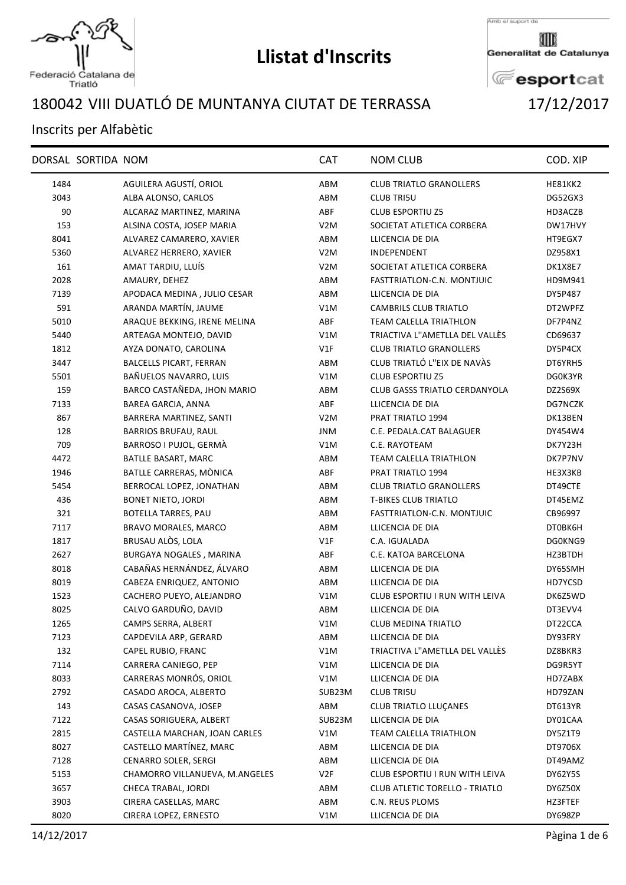Federació Catalana de Triatló

# Llistat d'Inscrits

Amb el suport de Generalitat de Catalunya esportcat

## 180042 VIII DUATLÓ DE MUNTANYA CIUTAT DE TERRASSA 17/12/2017

Inscrits per Alfabètic

| DORSAL | SORTIDA | NOM | CAT | NOM CLUB | COD. XIP |
|---|---|---|---|---|---|
| 1484 | | AGUILERA AGUSTÍ, ORIOL | ABM | CLUB TRIATLO GRANOLLERS | HE81KK2 |
| 3043 | | ALBA ALONSO, CARLOS | ABM | CLUB TRI5U | DG52GX3 |
| 90 | | ALCARAZ MARTINEZ, MARINA | ABF | CLUB ESPORTIU Z5 | HD3ACZB |
| 153 | | ALSINA COSTA, JOSEP MARIA | V2M | SOCIETAT ATLETICA CORBERA | DW17HVY |
| 8041 | | ALVAREZ CAMARERO, XAVIER | ABM | LLICENCIA DE DIA | HT9EGX7 |
| 5360 | | ALVAREZ HERRERO, XAVIER | V2M | INDEPENDENT | DZ958X1 |
| 161 | | AMAT TARDIU, LLUÍS | V2M | SOCIETAT ATLETICA CORBERA | DK1X8E7 |
| 2028 | | AMAURY, DEHEZ | ABM | FASTTRIATLON-C.N. MONTJUIC | HD9M941 |
| 7139 | | APODACA MEDINA , JULIO CESAR | ABM | LLICENCIA DE DIA | DY5P487 |
| 591 | | ARANDA MARTÍN, JAUME | V1M | CAMBRILS CLUB TRIATLO | DT2WPFZ |
| 5010 | | ARAQUE BEKKING, IRENE MELINA | ABF | TEAM CALELLA TRIATHLON | DF7P4NZ |
| 5440 | | ARTEAGA MONTEJO, DAVID | V1M | TRIACTIVA L''AMETLLA DEL VALLÈS | CD69637 |
| 1812 | | AYZA DONATO, CAROLINA | V1F | CLUB TRIATLO GRANOLLERS | DY5P4CX |
| 3447 | | BALCELLS PICART, FERRAN | ABM | CLUB TRIATLÓ L''EIX DE NAVÀS | DT6YRH5 |
| 5501 | | BAÑUELOS NAVARRO, LUIS | V1M | CLUB ESPORTIU Z5 | DG0K3YR |
| 159 | | BARCO CASTAÑEDA, JHON MARIO | ABM | CLUB GASSS TRIATLO CERDANYOLA | DZ2S69X |
| 7133 | | BAREA GARCIA, ANNA | ABF | LLICENCIA DE DIA | DG7NCZK |
| 867 | | BARRERA MARTINEZ, SANTI | V2M | PRAT TRIATLO 1994 | DK13BEN |
| 128 | | BARRIOS BRUFAU, RAUL | JNM | C.E. PEDALA.CAT BALAGUER | DY454W4 |
| 709 | | BARROSO I PUJOL, GERMÀ | V1M | C.E. RAYOTEAM | DK7Y23H |
| 4472 | | BATLLE BASART, MARC | ABM | TEAM CALELLA TRIATHLON | DK7P7NV |
| 1946 | | BATLLE CARRERAS, MÒNICA | ABF | PRAT TRIATLO 1994 | HE3X3KB |
| 5454 | | BERROCAL LOPEZ, JONATHAN | ABM | CLUB TRIATLO GRANOLLERS | DT49CTE |
| 436 | | BONET NIETO, JORDI | ABM | T-BIKES CLUB TRIATLO | DT45EMZ |
| 321 | | BOTELLA TARRES, PAU | ABM | FASTTRIATLON-C.N. MONTJUIC | CB96997 |
| 7117 | | BRAVO MORALES, MARCO | ABM | LLICENCIA DE DIA | DT0BK6H |
| 1817 | | BRUSAU ALÒS, LOLA | V1F | C.A. IGUALADA | DG0KNG9 |
| 2627 | | BURGAYA NOGALES , MARINA | ABF | C.E. KATOA BARCELONA | HZ3BTDH |
| 8018 | | CABAÑAS HERNÁNDEZ, ÁLVARO | ABM | LLICENCIA DE DIA | DY65SMH |
| 8019 | | CABEZA ENRIQUEZ, ANTONIO | ABM | LLICENCIA DE DIA | HD7YCSD |
| 1523 | | CACHERO PUEYO, ALEJANDRO | V1M | CLUB ESPORTIU I RUN WITH LEIVA | DK6Z5WD |
| 8025 | | CALVO GARDUÑO, DAVID | ABM | LLICENCIA DE DIA | DT3EVV4 |
| 1265 | | CAMPS SERRA, ALBERT | V1M | CLUB MEDINA TRIATLO | DT22CCA |
| 7123 | | CAPDEVILA ARP, GERARD | ABM | LLICENCIA DE DIA | DY93FRY |
| 132 | | CAPEL RUBIO, FRANC | V1M | TRIACTIVA L''AMETLLA DEL VALLÈS | DZ8BKR3 |
| 7114 | | CARRERA CANIEGO, PEP | V1M | LLICENCIA DE DIA | DG9R5YT |
| 8033 | | CARRERAS MONRÓS, ORIOL | V1M | LLICENCIA DE DIA | HD7ZABX |
| 2792 | | CASADO AROCA, ALBERTO | SUB23M | CLUB TRI5U | HD79ZAN |
| 143 | | CASAS CASANOVA, JOSEP | ABM | CLUB TRIATLO LLUÇANES | DT613YR |
| 7122 | | CASAS SORIGUERA, ALBERT | SUB23M | LLICENCIA DE DIA | DY01CAA |
| 2815 | | CASTELLA MARCHAN, JOAN CARLES | V1M | TEAM CALELLA TRIATHLON | DY5Z1T9 |
| 8027 | | CASTELLO MARTÍNEZ, MARC | ABM | LLICENCIA DE DIA | DT9706X |
| 7128 | | CENARRO SOLER, SERGI | ABM | LLICENCIA DE DIA | DT49AMZ |
| 5153 | | CHAMORRO VILLANUEVA, M.ANGELES | V2F | CLUB ESPORTIU I RUN WITH LEIVA | DY62Y5S |
| 3657 | | CHECA TRABAL, JORDI | ABM | CLUB ATLETIC TORELLO - TRIATLO | DY6Z50X |
| 3903 | | CIRERA CASELLAS, MARC | ABM | C.N. REUS PLOMS | HZ3FTEF |
| 8020 | | CIRERA LOPEZ, ERNESTO | V1M | LLICENCIA DE DIA | DY698ZP |

14/12/2017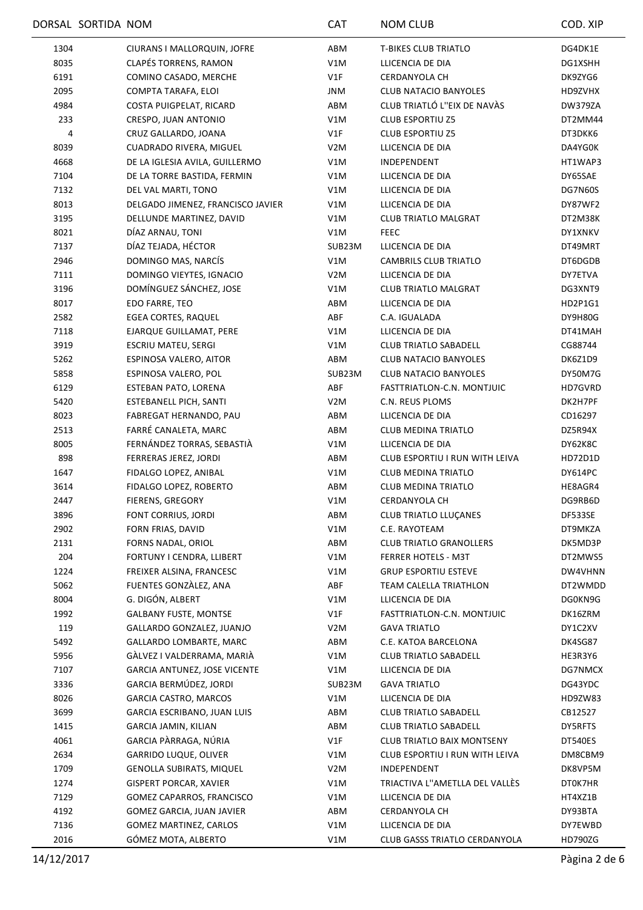| DORSAL | SORTIDA | NOM | CAT | NOM CLUB | COD. XIP |
|---|---|---|---|---|---|
| 1304 | | CIURANS I MALLORQUIN, JOFRE | ABM | T-BIKES CLUB TRIATLO | DG4DK1E |
| 8035 | | CLAPÉS TORRENS, RAMON | V1M | LLICENCIA DE DIA | DG1XSHH |
| 6191 | | COMINO CASADO, MERCHE | V1F | CERDANYOLA CH | DK9ZYG6 |
| 2095 | | COMPTA TARAFA, ELOI | JNM | CLUB NATACIO BANYOLES | HD9ZVHX |
| 4984 | | COSTA PUIGPELAT, RICARD | ABM | CLUB TRIATLÓ L''EIX DE NAVÀS | DW379ZA |
| 233 | | CRESPO, JUAN ANTONIO | V1M | CLUB ESPORTIU Z5 | DT2MM44 |
| 4 | | CRUZ GALLARDO, JOANA | V1F | CLUB ESPORTIU Z5 | DT3DKK6 |
| 8039 | | CUADRADO RIVERA, MIGUEL | V2M | LLICENCIA DE DIA | DA4YG0K |
| 4668 | | DE LA IGLESIA AVILA, GUILLERMO | V1M | INDEPENDENT | HT1WAP3 |
| 7104 | | DE LA TORRE BASTIDA, FERMIN | V1M | LLICENCIA DE DIA | DY65SAE |
| 7132 | | DEL VAL MARTI, TONO | V1M | LLICENCIA DE DIA | DG7N60S |
| 8013 | | DELGADO JIMENEZ, FRANCISCO JAVIER | V1M | LLICENCIA DE DIA | DY87WF2 |
| 3195 | | DELLUNDE MARTINEZ, DAVID | V1M | CLUB TRIATLO MALGRAT | DT2M38K |
| 8021 | | DÍAZ ARNAU, TONI | V1M | FEEC | DY1XNKV |
| 7137 | | DÍAZ TEJADA, HÉCTOR | SUB23M | LLICENCIA DE DIA | DT49MRT |
| 2946 | | DOMINGO MAS, NARCÍS | V1M | CAMBRILS CLUB TRIATLO | DT6DGDB |
| 7111 | | DOMINGO VIEYTES, IGNACIO | V2M | LLICENCIA DE DIA | DY7ETVA |
| 3196 | | DOMÍNGUEZ SÁNCHEZ, JOSE | V1M | CLUB TRIATLO MALGRAT | DG3XNT9 |
| 8017 | | EDO FARRE, TEO | ABM | LLICENCIA DE DIA | HD2P1G1 |
| 2582 | | EGEA CORTES, RAQUEL | ABF | C.A. IGUALADA | DY9H80G |
| 7118 | | EJARQUE GUILLAMAT, PERE | V1M | LLICENCIA DE DIA | DT41MAH |
| 3919 | | ESCRIU MATEU, SERGI | V1M | CLUB TRIATLO SABADELL | CG88744 |
| 5262 | | ESPINOSA VALERO, AITOR | ABM | CLUB NATACIO BANYOLES | DK6Z1D9 |
| 5858 | | ESPINOSA VALERO, POL | SUB23M | CLUB NATACIO BANYOLES | DY50M7G |
| 6129 | | ESTEBAN PATO, LORENA | ABF | FASTTRIATLON-C.N. MONTJUIC | HD7GVRD |
| 5420 | | ESTEBANELL PICH, SANTI | V2M | C.N. REUS PLOMS | DK2H7PF |
| 8023 | | FABREGAT HERNANDO, PAU | ABM | LLICENCIA DE DIA | CD16297 |
| 2513 | | FARRÉ CANALETA, MARC | ABM | CLUB MEDINA TRIATLO | DZ5R94X |
| 8005 | | FERNÁNDEZ TORRAS, SEBASTIÀ | V1M | LLICENCIA DE DIA | DY62K8C |
| 898 | | FERRERAS JEREZ, JORDI | ABM | CLUB ESPORTIU I RUN WITH LEIVA | HD72D1D |
| 1647 | | FIDALGO LOPEZ, ANIBAL | V1M | CLUB MEDINA TRIATLO | DY614PC |
| 3614 | | FIDALGO LOPEZ, ROBERTO | ABM | CLUB MEDINA TRIATLO | HE8AGR4 |
| 2447 | | FIERENS, GREGORY | V1M | CERDANYOLA CH | DG9RB6D |
| 3896 | | FONT CORRIUS, JORDI | ABM | CLUB TRIATLO LLUÇANES | DF533SE |
| 2902 | | FORN FRIAS, DAVID | V1M | C.E. RAYOTEAM | DT9MKZA |
| 2131 | | FORNS NADAL, ORIOL | ABM | CLUB TRIATLO GRANOLLERS | DK5MD3P |
| 204 | | FORTUNY I CENDRA, LLIBERT | V1M | FERRER HOTELS - M3T | DT2MWS5 |
| 1224 | | FREIXER ALSINA, FRANCESC | V1M | GRUP ESPORTIU ESTEVE | DW4VHNN |
| 5062 | | FUENTES GONZÀLEZ, ANA | ABF | TEAM CALELLA TRIATHLON | DT2WMDD |
| 8004 | | G. DIGÓN, ALBERT | V1M | LLICENCIA DE DIA | DG0KN9G |
| 1992 | | GALBANY FUSTE, MONTSE | V1F | FASTTRIATLON-C.N. MONTJUIC | DK16ZRM |
| 119 | | GALLARDO GONZALEZ, JUANJO | V2M | GAVA TRIATLO | DY1C2XV |
| 5492 | | GALLARDO LOMBARTE, MARC | ABM | C.E. KATOA BARCELONA | DK4SG87 |
| 5956 | | GÀLVEZ I VALDERRAMA, MARIÀ | V1M | CLUB TRIATLO SABADELL | HE3R3Y6 |
| 7107 | | GARCIA ANTUNEZ, JOSE VICENTE | V1M | LLICENCIA DE DIA | DG7NMCX |
| 3336 | | GARCIA BERMÚDEZ, JORDI | SUB23M | GAVA TRIATLO | DG43YDC |
| 8026 | | GARCIA CASTRO, MARCOS | V1M | LLICENCIA DE DIA | HD9ZW83 |
| 3699 | | GARCIA ESCRIBANO, JUAN LUIS | ABM | CLUB TRIATLO SABADELL | CB12527 |
| 1415 | | GARCIA JAMIN, KILIAN | ABM | CLUB TRIATLO SABADELL | DY5RFTS |
| 4061 | | GARCIA PÀRRAGA, NÚRIA | V1F | CLUB TRIATLO BAIX MONTSENY | DT540ES |
| 2634 | | GARRIDO LUQUE, OLIVER | V1M | CLUB ESPORTIU I RUN WITH LEIVA | DM8CBM9 |
| 1709 | | GENOLLA SUBIRATS, MIQUEL | V2M | INDEPENDENT | DK8VP5M |
| 1274 | | GISPERT PORCAR, XAVIER | V1M | TRIACTIVA L''AMETLLA DEL VALLÈS | DT0K7HR |
| 7129 | | GOMEZ CAPARROS, FRANCISCO | V1M | LLICENCIA DE DIA | HT4XZ1B |
| 4192 | | GOMEZ GARCIA, JUAN JAVIER | ABM | CERDANYOLA CH | DY93BTA |
| 7136 | | GOMEZ MARTINEZ, CARLOS | V1M | LLICENCIA DE DIA | DY7EWBD |
| 2016 | | GÓMEZ MOTA, ALBERTO | V1M | CLUB GASSS TRIATLO CERDANYOLA | HD790ZG |

14/12/2017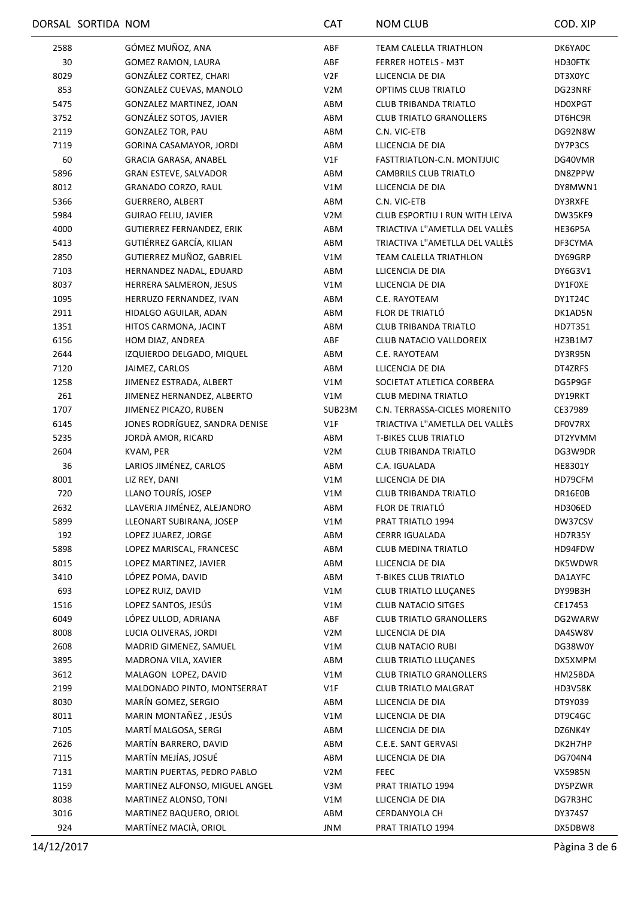| DORSAL | SORTIDA | NOM | CAT | NOM CLUB | COD. XIP |
|---|---|---|---|---|---|
| 2588 | | GÓMEZ MUÑOZ, ANA | ABF | TEAM CALELLA TRIATHLON | DK6YA0C |
| 30 | | GOMEZ RAMON, LAURA | ABF | FERRER HOTELS - M3T | HD30FTK |
| 8029 | | GONZÁLEZ CORTEZ, CHARI | V2F | LLICENCIA DE DIA | DT3X0YC |
| 853 | | GONZALEZ CUEVAS, MANOLO | V2M | OPTIMS CLUB TRIATLO | DG23NRF |
| 5475 | | GONZALEZ MARTINEZ, JOAN | ABM | CLUB TRIBANDA TRIATLO | HD0XPGT |
| 3752 | | GONZÁLEZ SOTOS, JAVIER | ABM | CLUB TRIATLO GRANOLLERS | DT6HC9R |
| 2119 | | GONZALEZ TOR, PAU | ABM | C.N. VIC-ETB | DG92N8W |
| 7119 | | GORINA CASAMAYOR, JORDI | ABM | LLICENCIA DE DIA | DY7P3CS |
| 60 | | GRACIA GARASA, ANABEL | V1F | FASTTRIATLON-C.N. MONTJUIC | DG40VMR |
| 5896 | | GRAN ESTEVE, SALVADOR | ABM | CAMBRILS CLUB TRIATLO | DN8ZPPW |
| 8012 | | GRANADO CORZO, RAUL | V1M | LLICENCIA DE DIA | DY8MWN1 |
| 5366 | | GUERRERO, ALBERT | ABM | C.N. VIC-ETB | DY3RXFE |
| 5984 | | GUIRAO FELIU, JAVIER | V2M | CLUB ESPORTIU I RUN WITH LEIVA | DW35KF9 |
| 4000 | | GUTIERREZ FERNANDEZ, ERIK | ABM | TRIACTIVA L''AMETLLA DEL VALLÈS | HE36P5A |
| 5413 | | GUTIÉRREZ GARCÍA, KILIAN | ABM | TRIACTIVA L''AMETLLA DEL VALLÈS | DF3CYMA |
| 2850 | | GUTIERREZ MUÑOZ, GABRIEL | V1M | TEAM CALELLA TRIATHLON | DY69GRP |
| 7103 | | HERNANDEZ NADAL, EDUARD | ABM | LLICENCIA DE DIA | DY6G3V1 |
| 8037 | | HERRERA SALMERON, JESUS | V1M | LLICENCIA DE DIA | DY1F0XE |
| 1095 | | HERRUZO FERNANDEZ, IVAN | ABM | C.E. RAYOTEAM | DY1T24C |
| 2911 | | HIDALGO AGUILAR, ADAN | ABM | FLOR DE TRIATLÓ | DK1AD5N |
| 1351 | | HITOS CARMONA, JACINT | ABM | CLUB TRIBANDA TRIATLO | HD7T351 |
| 6156 | | HOM DIAZ, ANDREA | ABF | CLUB NATACIO VALLDOREIX | HZ3B1M7 |
| 2644 | | IZQUIERDO DELGADO, MIQUEL | ABM | C.E. RAYOTEAM | DY3R95N |
| 7120 | | JAIMEZ, CARLOS | ABM | LLICENCIA DE DIA | DT4ZRFS |
| 1258 | | JIMENEZ ESTRADA, ALBERT | V1M | SOCIETAT ATLETICA CORBERA | DG5P9GF |
| 261 | | JIMENEZ HERNANDEZ, ALBERTO | V1M | CLUB MEDINA TRIATLO | DY19RKT |
| 1707 | | JIMENEZ PICAZO, RUBEN | SUB23M | C.N. TERRASSA-CICLES MORENITO | CE37989 |
| 6145 | | JONES RODRÍGUEZ, SANDRA DENISE | V1F | TRIACTIVA L''AMETLLA DEL VALLÈS | DF0V7RX |
| 5235 | | JORDÀ AMOR, RICARD | ABM | T-BIKES CLUB TRIATLO | DT2YVMM |
| 2604 | | KVAM, PER | V2M | CLUB TRIBANDA TRIATLO | DG3W9DR |
| 36 | | LARIOS JIMÉNEZ, CARLOS | ABM | C.A. IGUALADA | HE8301Y |
| 8001 | | LIZ REY, DANI | V1M | LLICENCIA DE DIA | HD79CFM |
| 720 | | LLANO TOURÍS, JOSEP | V1M | CLUB TRIBANDA TRIATLO | DR16E0B |
| 2632 | | LLAVERIA JIMÉNEZ, ALEJANDRO | ABM | FLOR DE TRIATLÓ | HD306ED |
| 5899 | | LLEONART SUBIRANA, JOSEP | V1M | PRAT TRIATLO 1994 | DW37CSV |
| 192 | | LOPEZ JUAREZ, JORGE | ABM | CERRR IGUALADA | HD7R35Y |
| 5898 | | LOPEZ MARISCAL, FRANCESC | ABM | CLUB MEDINA TRIATLO | HD94FDW |
| 8015 | | LOPEZ MARTINEZ, JAVIER | ABM | LLICENCIA DE DIA | DK5WDWR |
| 3410 | | LÓPEZ POMA, DAVID | ABM | T-BIKES CLUB TRIATLO | DA1AYFC |
| 693 | | LOPEZ RUIZ, DAVID | V1M | CLUB TRIATLO LLUÇANES | DY99B3H |
| 1516 | | LOPEZ SANTOS, JESÚS | V1M | CLUB NATACIO SITGES | CE17453 |
| 6049 | | LÓPEZ ULLOD, ADRIANA | ABF | CLUB TRIATLO GRANOLLERS | DG2WARW |
| 8008 | | LUCIA OLIVERAS, JORDI | V2M | LLICENCIA DE DIA | DA4SW8V |
| 2608 | | MADRID GIMENEZ, SAMUEL | V1M | CLUB NATACIO RUBI | DG38W0Y |
| 3895 | | MADRONA VILA, XAVIER | ABM | CLUB TRIATLO LLUÇANES | DX5XMPM |
| 3612 | | MALAGON LOPEZ, DAVID | V1M | CLUB TRIATLO GRANOLLERS | HM25BDA |
| 2199 | | MALDONADO PINTO, MONTSERRAT | V1F | CLUB TRIATLO MALGRAT | HD3V58K |
| 8030 | | MARÍN GOMEZ, SERGIO | ABM | LLICENCIA DE DIA | DT9Y039 |
| 8011 | | MARIN MONTAÑEZ , JESÚS | V1M | LLICENCIA DE DIA | DT9C4GC |
| 7105 | | MARTÍ MALGOSA, SERGI | ABM | LLICENCIA DE DIA | DZ6NK4Y |
| 2626 | | MARTÍN BARRERO, DAVID | ABM | C.E.E. SANT GERVASI | DK2H7HP |
| 7115 | | MARTÍN MEJÍAS, JOSUÉ | ABM | LLICENCIA DE DIA | DG704N4 |
| 7131 | | MARTIN PUERTAS, PEDRO PABLO | V2M | FEEC | VX5985N |
| 1159 | | MARTINEZ ALFONSO, MIGUEL ANGEL | V3M | PRAT TRIATLO 1994 | DY5PZWR |
| 8038 | | MARTINEZ ALONSO, TONI | V1M | LLICENCIA DE DIA | DG7R3HC |
| 3016 | | MARTINEZ BAQUERO, ORIOL | ABM | CERDANYOLA CH | DY374S7 |
| 924 | | MARTÍNEZ MACIÀ, ORIOL | JNM | PRAT TRIATLO 1994 | DX5DBW8 |

14/12/2017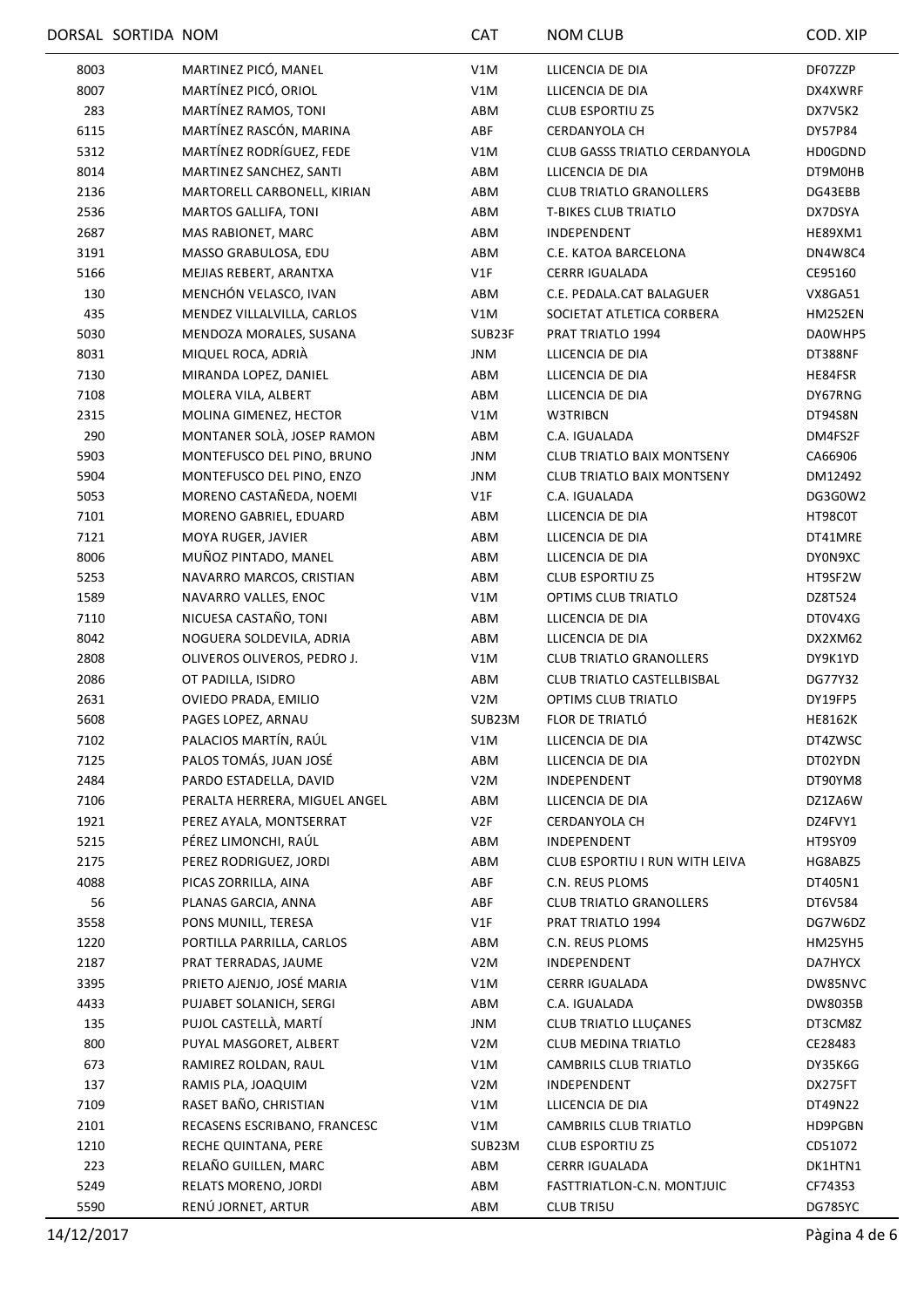| DORSAL | SORTIDA | NOM | CAT | NOM CLUB | COD. XIP |
|---|---|---|---|---|---|
| 8003 | | MARTINEZ PICÓ, MANEL | V1M | LLICENCIA DE DIA | DF07ZZP |
| 8007 | | MARTÍNEZ PICÓ, ORIOL | V1M | LLICENCIA DE DIA | DX4XWRF |
| 283 | | MARTÍNEZ RAMOS, TONI | ABM | CLUB ESPORTIU Z5 | DX7V5K2 |
| 6115 | | MARTÍNEZ RASCÓN, MARINA | ABF | CERDANYOLA CH | DY57P84 |
| 5312 | | MARTÍNEZ RODRÍGUEZ, FEDE | V1M | CLUB GASSS TRIATLO CERDANYOLA | HD0GDND |
| 8014 | | MARTINEZ SANCHEZ, SANTI | ABM | LLICENCIA DE DIA | DT9M0HB |
| 2136 | | MARTORELL CARBONELL, KIRIAN | ABM | CLUB TRIATLO GRANOLLERS | DG43EBB |
| 2536 | | MARTOS GALLIFA, TONI | ABM | T-BIKES CLUB TRIATLO | DX7DSYA |
| 2687 | | MAS RABIONET, MARC | ABM | INDEPENDENT | HE89XM1 |
| 3191 | | MASSO GRABULOSA, EDU | ABM | C.E. KATOA BARCELONA | DN4W8C4 |
| 5166 | | MEJIAS REBERT, ARANTXA | V1F | CERRR IGUALADA | CE95160 |
| 130 | | MENCHÓN VELASCO, IVAN | ABM | C.E. PEDALA.CAT BALAGUER | VX8GA51 |
| 435 | | MENDEZ VILLALVILLA, CARLOS | V1M | SOCIETAT ATLETICA CORBERA | HM252EN |
| 5030 | | MENDOZA MORALES, SUSANA | SUB23F | PRAT TRIATLO 1994 | DA0WHP5 |
| 8031 | | MIQUEL ROCA, ADRIÀ | JNM | LLICENCIA DE DIA | DT388NF |
| 7130 | | MIRANDA LOPEZ, DANIEL | ABM | LLICENCIA DE DIA | HE84FSR |
| 7108 | | MOLERA VILA, ALBERT | ABM | LLICENCIA DE DIA | DY67RNG |
| 2315 | | MOLINA GIMENEZ, HECTOR | V1M | W3TRIBCN | DT94S8N |
| 290 | | MONTANER SOLÀ, JOSEP RAMON | ABM | C.A. IGUALADA | DM4FS2F |
| 5903 | | MONTEFUSCO DEL PINO, BRUNO | JNM | CLUB TRIATLO BAIX MONTSENY | CA66906 |
| 5904 | | MONTEFUSCO DEL PINO, ENZO | JNM | CLUB TRIATLO BAIX MONTSENY | DM12492 |
| 5053 | | MORENO CASTAÑEDA, NOEMI | V1F | C.A. IGUALADA | DG3G0W2 |
| 7101 | | MORENO GABRIEL, EDUARD | ABM | LLICENCIA DE DIA | HT98C0T |
| 7121 | | MOYA RUGER, JAVIER | ABM | LLICENCIA DE DIA | DT41MRE |
| 8006 | | MUÑOZ PINTADO, MANEL | ABM | LLICENCIA DE DIA | DY0N9XC |
| 5253 | | NAVARRO MARCOS, CRISTIAN | ABM | CLUB ESPORTIU Z5 | HT9SF2W |
| 1589 | | NAVARRO VALLES, ENOC | V1M | OPTIMS CLUB TRIATLO | DZ8T524 |
| 7110 | | NICUESA CASTAÑO, TONI | ABM | LLICENCIA DE DIA | DT0V4XG |
| 8042 | | NOGUERA SOLDEVILA, ADRIA | ABM | LLICENCIA DE DIA | DX2XM62 |
| 2808 | | OLIVEROS OLIVEROS, PEDRO J. | V1M | CLUB TRIATLO GRANOLLERS | DY9K1YD |
| 2086 | | OT PADILLA, ISIDRO | ABM | CLUB TRIATLO CASTELLBISBAL | DG77Y32 |
| 2631 | | OVIEDO PRADA, EMILIO | V2M | OPTIMS CLUB TRIATLO | DY19FP5 |
| 5608 | | PAGES LOPEZ, ARNAU | SUB23M | FLOR DE TRIATLÓ | HE8162K |
| 7102 | | PALACIOS MARTÍN, RAÚL | V1M | LLICENCIA DE DIA | DT4ZWSC |
| 7125 | | PALOS TOMÁS, JUAN JOSÉ | ABM | LLICENCIA DE DIA | DT02YDN |
| 2484 | | PARDO ESTADELLA, DAVID | V2M | INDEPENDENT | DT90YM8 |
| 7106 | | PERALTA HERRERA, MIGUEL ANGEL | ABM | LLICENCIA DE DIA | DZ1ZA6W |
| 1921 | | PEREZ AYALA, MONTSERRAT | V2F | CERDANYOLA CH | DZ4FVY1 |
| 5215 | | PÉREZ LIMONCHI, RAÚL | ABM | INDEPENDENT | HT9SY09 |
| 2175 | | PEREZ RODRIGUEZ, JORDI | ABM | CLUB ESPORTIU I RUN WITH LEIVA | HG8ABZ5 |
| 4088 | | PICAS ZORRILLA, AINA | ABF | C.N. REUS PLOMS | DT405N1 |
| 56 | | PLANAS GARCIA, ANNA | ABF | CLUB TRIATLO GRANOLLERS | DT6V584 |
| 3558 | | PONS MUNILL, TERESA | V1F | PRAT TRIATLO 1994 | DG7W6DZ |
| 1220 | | PORTILLA PARRILLA, CARLOS | ABM | C.N. REUS PLOMS | HM25YH5 |
| 2187 | | PRAT TERRADAS, JAUME | V2M | INDEPENDENT | DA7HYCX |
| 3395 | | PRIETO AJENJO, JOSÉ MARIA | V1M | CERRR IGUALADA | DW85NVC |
| 4433 | | PUJABET SOLANICH, SERGI | ABM | C.A. IGUALADA | DW8035B |
| 135 | | PUJOL CASTELLÀ, MARTÍ | JNM | CLUB TRIATLO LLUÇANES | DT3CM8Z |
| 800 | | PUYAL MASGORET, ALBERT | V2M | CLUB MEDINA TRIATLO | CE28483 |
| 673 | | RAMIREZ ROLDAN, RAUL | V1M | CAMBRILS CLUB TRIATLO | DY35K6G |
| 137 | | RAMIS PLA, JOAQUIM | V2M | INDEPENDENT | DX275FT |
| 7109 | | RASET BAÑO, CHRISTIAN | V1M | LLICENCIA DE DIA | DT49N22 |
| 2101 | | RECASENS ESCRIBANO, FRANCESC | V1M | CAMBRILS CLUB TRIATLO | HD9PGBN |
| 1210 | | RECHE QUINTANA, PERE | SUB23M | CLUB ESPORTIU Z5 | CD51072 |
| 223 | | RELAÑO GUILLEN, MARC | ABM | CERRR IGUALADA | DK1HTN1 |
| 5249 | | RELATS MORENO, JORDI | ABM | FASTTRIATLON-C.N. MONTJUIC | CF74353 |
| 5590 | | RENÚ JORNET, ARTUR | ABM | CLUB TRI5U | DG785YC |

14/12/2017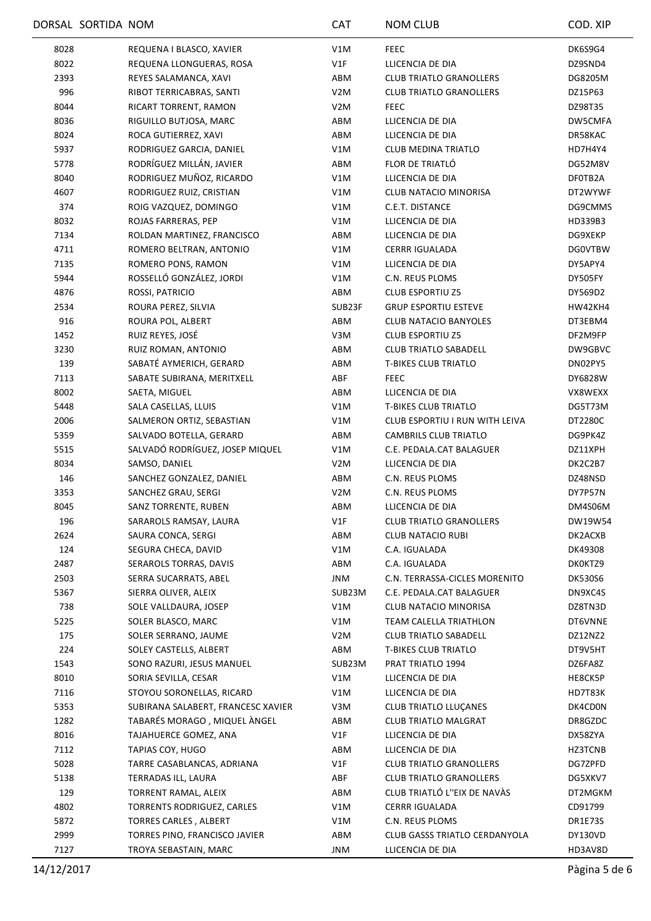| DORSAL | SORTIDA | NOM | CAT | NOM CLUB | COD. XIP |
|---|---|---|---|---|---|
| 8028 | | REQUENA I BLASCO, XAVIER | V1M | FEEC | DK6S9G4 |
| 8022 | | REQUENA LLONGUERAS, ROSA | V1F | LLICENCIA DE DIA | DZ9SND4 |
| 2393 | | REYES SALAMANCA, XAVI | ABM | CLUB TRIATLO GRANOLLERS | DG8205M |
| 996 | | RIBOT TERRICABRAS, SANTI | V2M | CLUB TRIATLO GRANOLLERS | DZ15P63 |
| 8044 | | RICART TORRENT, RAMON | V2M | FEEC | DZ98T35 |
| 8036 | | RIGUILLO BUTJOSA, MARC | ABM | LLICENCIA DE DIA | DW5CMFA |
| 8024 | | ROCA GUTIERREZ, XAVI | ABM | LLICENCIA DE DIA | DR58KAC |
| 5937 | | RODRIGUEZ GARCIA, DANIEL | V1M | CLUB MEDINA TRIATLO | HD7H4Y4 |
| 5778 | | RODRÍGUEZ MILLÁN, JAVIER | ABM | FLOR DE TRIATLÓ | DG52M8V |
| 8040 | | RODRIGUEZ MUÑOZ, RICARDO | V1M | LLICENCIA DE DIA | DF0TB2A |
| 4607 | | RODRIGUEZ RUIZ, CRISTIAN | V1M | CLUB NATACIO MINORISA | DT2WYWF |
| 374 | | ROIG VAZQUEZ, DOMINGO | V1M | C.E.T. DISTANCE | DG9CMMS |
| 8032 | | ROJAS FARRERAS, PEP | V1M | LLICENCIA DE DIA | HD339B3 |
| 7134 | | ROLDAN MARTINEZ, FRANCISCO | ABM | LLICENCIA DE DIA | DG9XEKP |
| 4711 | | ROMERO BELTRAN, ANTONIO | V1M | CERRR IGUALADA | DG0VTBW |
| 7135 | | ROMERO PONS, RAMON | V1M | LLICENCIA DE DIA | DY5APY4 |
| 5944 | | ROSSELLÓ GONZÁLEZ, JORDI | V1M | C.N. REUS PLOMS | DY505FY |
| 4876 | | ROSSI, PATRICIO | ABM | CLUB ESPORTIU Z5 | DY569D2 |
| 2534 | | ROURA PEREZ, SILVIA | SUB23F | GRUP ESPORTIU ESTEVE | HW42KH4 |
| 916 | | ROURA POL, ALBERT | ABM | CLUB NATACIO BANYOLES | DT3EBM4 |
| 1452 | | RUIZ REYES, JOSÉ | V3M | CLUB ESPORTIU Z5 | DF2M9FP |
| 3230 | | RUIZ ROMAN, ANTONIO | ABM | CLUB TRIATLO SABADELL | DW9GBVC |
| 139 | | SABATÉ AYMERICH, GERARD | ABM | T-BIKES CLUB TRIATLO | DN02PY5 |
| 7113 | | SABATE SUBIRANA, MERITXELL | ABF | FEEC | DY6828W |
| 8002 | | SAETA, MIGUEL | ABM | LLICENCIA DE DIA | VX8WEXX |
| 5448 | | SALA CASELLAS, LLUIS | V1M | T-BIKES CLUB TRIATLO | DG5T73M |
| 2006 | | SALMERON ORTIZ, SEBASTIAN | V1M | CLUB ESPORTIU I RUN WITH LEIVA | DT2280C |
| 5359 | | SALVADO BOTELLA, GERARD | ABM | CAMBRILS CLUB TRIATLO | DG9PK4Z |
| 5515 | | SALVADÓ RODRÍGUEZ, JOSEP MIQUEL | V1M | C.E. PEDALA.CAT BALAGUER | DZ11XPH |
| 8034 | | SAMSO, DANIEL | V2M | LLICENCIA DE DIA | DK2C2B7 |
| 146 | | SANCHEZ GONZALEZ, DANIEL | ABM | C.N. REUS PLOMS | DZ48NSD |
| 3353 | | SANCHEZ GRAU, SERGI | V2M | C.N. REUS PLOMS | DY7P57N |
| 8045 | | SANZ TORRENTE, RUBEN | ABM | LLICENCIA DE DIA | DM4S06M |
| 196 | | SARAROLS RAMSAY, LAURA | V1F | CLUB TRIATLO GRANOLLERS | DW19W54 |
| 2624 | | SAURA CONCA, SERGI | ABM | CLUB NATACIO RUBI | DK2ACXB |
| 124 | | SEGURA CHECA, DAVID | V1M | C.A. IGUALADA | DK49308 |
| 2487 | | SERAROLS TORRAS, DAVIS | ABM | C.A. IGUALADA | DK0KTZ9 |
| 2503 | | SERRA SUCARRATS, ABEL | JNM | C.N. TERRASSA-CICLES MORENITO | DK530S6 |
| 5367 | | SIERRA OLIVER, ALEIX | SUB23M | C.E. PEDALA.CAT BALAGUER | DN9XC4S |
| 738 | | SOLE VALLDAURA, JOSEP | V1M | CLUB NATACIO MINORISA | DZ8TN3D |
| 5225 | | SOLER BLASCO, MARC | V1M | TEAM CALELLA TRIATHLON | DT6VNNE |
| 175 | | SOLER SERRANO, JAUME | V2M | CLUB TRIATLO SABADELL | DZ12NZ2 |
| 224 | | SOLEY CASTELLS, ALBERT | ABM | T-BIKES CLUB TRIATLO | DT9V5HT |
| 1543 | | SONO RAZURI, JESUS MANUEL | SUB23M | PRAT TRIATLO 1994 | DZ6FA8Z |
| 8010 | | SORIA SEVILLA, CESAR | V1M | LLICENCIA DE DIA | HE8CK5P |
| 7116 | | STOYOU SORONELLAS, RICARD | V1M | LLICENCIA DE DIA | HD7T83K |
| 5353 | | SUBIRANA SALABERT, FRANCESC XAVIER | V3M | CLUB TRIATLO LLUÇANES | DK4CD0N |
| 1282 | | TABARÉS MORAGO , MIQUEL ÀNGEL | ABM | CLUB TRIATLO MALGRAT | DR8GZDC |
| 8016 | | TAJAHUERCE GOMEZ, ANA | V1F | LLICENCIA DE DIA | DX58ZYA |
| 7112 | | TAPIAS COY, HUGO | ABM | LLICENCIA DE DIA | HZ3TCNB |
| 5028 | | TARRE CASABLANCAS, ADRIANA | V1F | CLUB TRIATLO GRANOLLERS | DG7ZPFD |
| 5138 | | TERRADAS ILL, LAURA | ABF | CLUB TRIATLO GRANOLLERS | DG5XKV7 |
| 129 | | TORRENT RAMAL, ALEIX | ABM | CLUB TRIATLÓ L''EIX DE NAVÀS | DT2MGKM |
| 4802 | | TORRENTS RODRIGUEZ, CARLES | V1M | CERRR IGUALADA | CD91799 |
| 5872 | | TORRES CARLES , ALBERT | V1M | C.N. REUS PLOMS | DR1E73S |
| 2999 | | TORRES PINO, FRANCISCO JAVIER | ABM | CLUB GASSS TRIATLO CERDANYOLA | DY130VD |
| 7127 | | TROYA SEBASTAIN, MARC | JNM | LLICENCIA DE DIA | HD3AV8D |

14/12/2017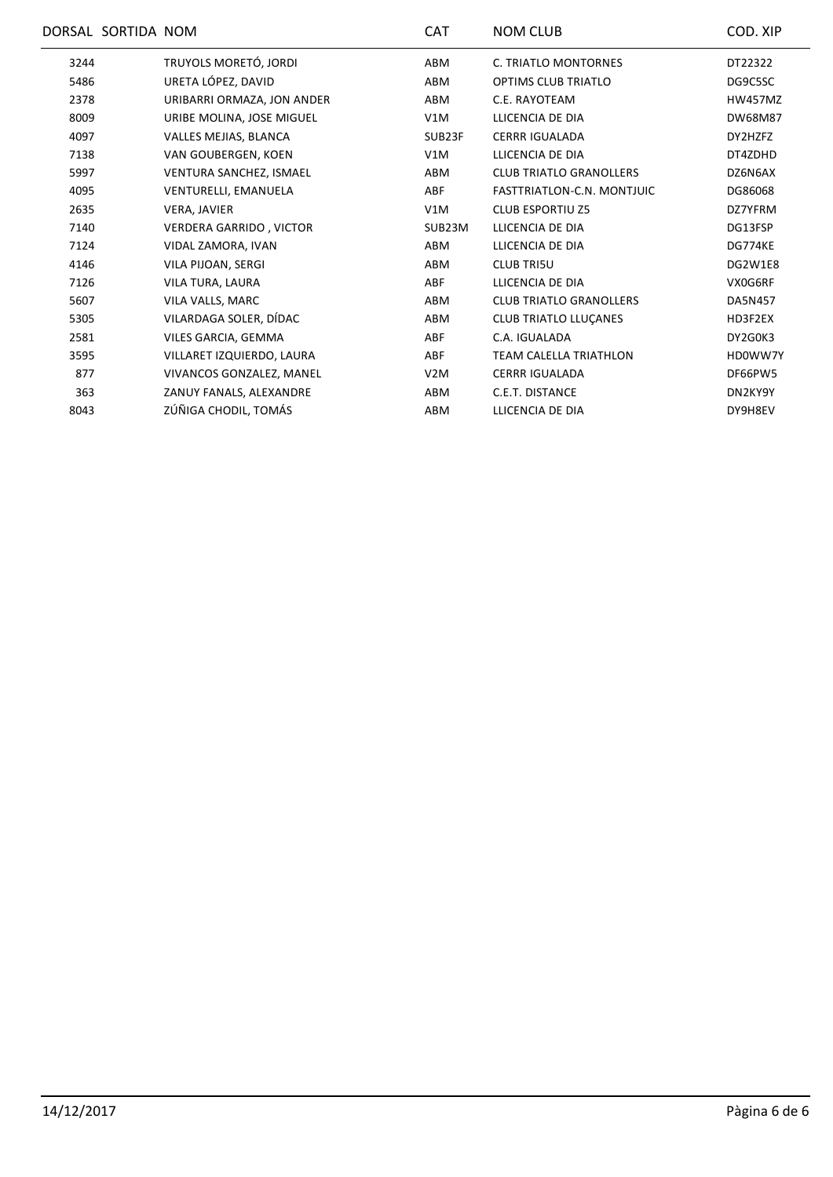| DORSAL | SORTIDA | NOM | CAT | NOM CLUB | COD. XIP |
|---|---|---|---|---|---|
| 3244 | | TRUYOLS MORETÓ, JORDI | ABM | C. TRIATLO MONTORNES | DT22322 |
| 5486 | | URETA LÓPEZ, DAVID | ABM | OPTIMS CLUB TRIATLO | DG9C5SC |
| 2378 | | URIBARRI ORMAZA, JON ANDER | ABM | C.E. RAYOTEAM | HW457MZ |
| 8009 | | URIBE MOLINA, JOSE MIGUEL | V1M | LLICENCIA DE DIA | DW68M87 |
| 4097 | | VALLES MEJIAS, BLANCA | SUB23F | CERRR IGUALADA | DY2HZFZ |
| 7138 | | VAN GOUBERGEN, KOEN | V1M | LLICENCIA DE DIA | DT4ZDHD |
| 5997 | | VENTURA SANCHEZ, ISMAEL | ABM | CLUB TRIATLO GRANOLLERS | DZ6N6AX |
| 4095 | | VENTURELLI, EMANUELA | ABF | FASTTRIATLON-C.N. MONTJUIC | DG86068 |
| 2635 | | VERA, JAVIER | V1M | CLUB ESPORTIU Z5 | DZ7YFRM |
| 7140 | | VERDERA GARRIDO , VICTOR | SUB23M | LLICENCIA DE DIA | DG13FSP |
| 7124 | | VIDAL ZAMORA, IVAN | ABM | LLICENCIA DE DIA | DG774KE |
| 4146 | | VILA PIJOAN, SERGI | ABM | CLUB TRI5U | DG2W1E8 |
| 7126 | | VILA TURA, LAURA | ABF | LLICENCIA DE DIA | VX0G6RF |
| 5607 | | VILA VALLS, MARC | ABM | CLUB TRIATLO GRANOLLERS | DA5N457 |
| 5305 | | VILARDAGA SOLER, DÍDAC | ABM | CLUB TRIATLO LLUÇANES | HD3F2EX |
| 2581 | | VILES GARCIA, GEMMA | ABF | C.A. IGUALADA | DY2G0K3 |
| 3595 | | VILLARET IZQUIERDO, LAURA | ABF | TEAM CALELLA TRIATHLON | HD0WW7Y |
| 877 | | VIVANCOS GONZALEZ, MANEL | V2M | CERRR IGUALADA | DF66PW5 |
| 363 | | ZANUY FANALS, ALEXANDRE | ABM | C.E.T. DISTANCE | DN2KY9Y |
| 8043 | | ZÚÑIGA CHODIL, TOMÁS | ABM | LLICENCIA DE DIA | DY9H8EV |

14/12/2017